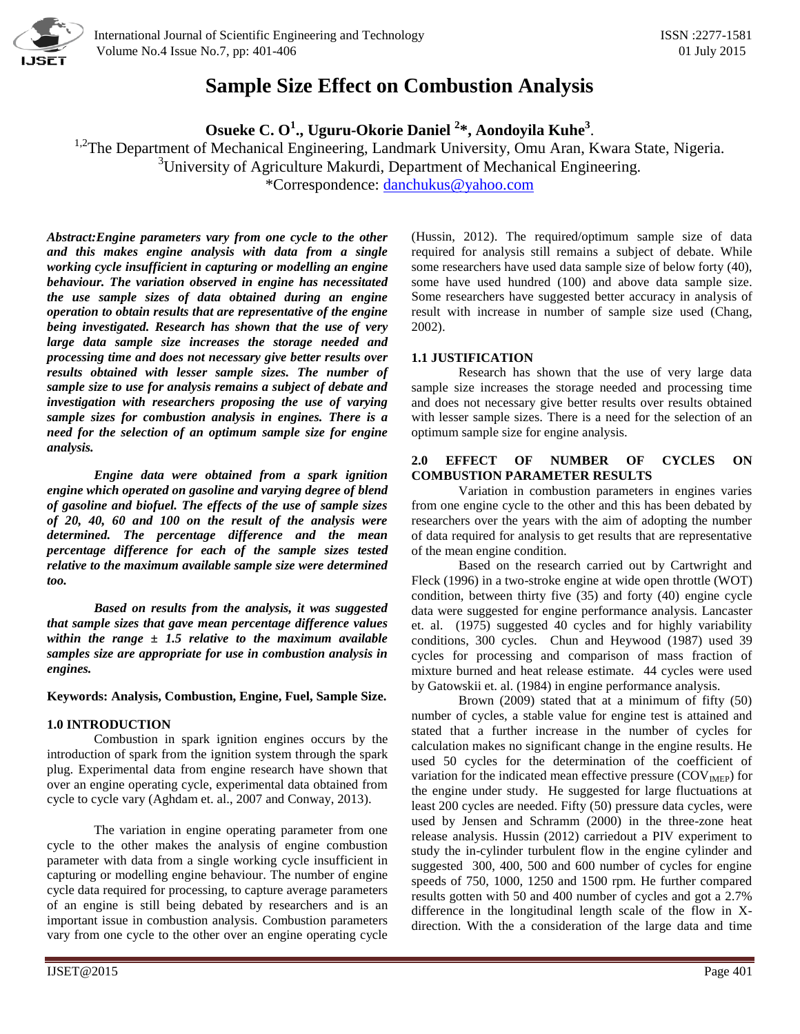# Sample Size Effect on Combustion Analysis

**Osueke C. O[1]., Uguru-Okorie Daniel [2]*, Aondoyila Kuhe[3].**

[1,2]The Department of Mechanical Engineering, Landmark University, Omu Aran, Kwara State, Nigeria.
[3]University of Agriculture Makurdi, Department of Mechanical Engineering.
*Correspondence: danchukus@yahoo.com

***Abstract:Engine parameters vary from one cycle to the other and this makes engine analysis with data from a single working cycle insufficient in capturing or modelling an engine behaviour. The variation observed in engine has necessitated the use sample sizes of data obtained during an engine operation to obtain results that are representative of the engine being investigated. Research has shown that the use of very large data sample size increases the storage needed and processing time and does not necessary give better results over results obtained with lesser sample sizes. The number of sample size to use for analysis remains a subject of debate and investigation with researchers proposing the use of varying sample sizes for combustion analysis in engines. There is a need for the selection of an optimum sample size for engine analysis.***

***Engine data were obtained from a spark ignition engine which operated on gasoline and varying degree of blend of gasoline and biofuel. The effects of the use of sample sizes of 20, 40, 60 and 100 on the result of the analysis were determined. The percentage difference and the mean percentage difference for each of the sample sizes tested relative to the maximum available sample size were determined too.***

***Based on results from the analysis, it was suggested that sample sizes that gave mean percentage difference values within the range ± 1.5 relative to the maximum available samples size are appropriate for use in combustion analysis in engines.***

**Keywords: Analysis, Combustion, Engine, Fuel, Sample Size.**

## 1.0 INTRODUCTION

Combustion in spark ignition engines occurs by the introduction of spark from the ignition system through the spark plug. Experimental data from engine research have shown that over an engine operating cycle, experimental data obtained from cycle to cycle vary (Aghdam et. al., 2007 and Conway, 2013).

The variation in engine operating parameter from one cycle to the other makes the analysis of engine combustion parameter with data from a single working cycle insufficient in capturing or modelling engine behaviour. The number of engine cycle data required for processing, to capture average parameters of an engine is still being debated by researchers and is an important issue in combustion analysis. Combustion parameters vary from one cycle to the other over an engine operating cycle (Hussin, 2012). The required/optimum sample size of data required for analysis still remains a subject of debate. While some researchers have used data sample size of below forty (40), some have used hundred (100) and above data sample size. Some researchers have suggested better accuracy in analysis of result with increase in number of sample size used (Chang, 2002).

### 1.1 JUSTIFICATION

Research has shown that the use of very large data sample size increases the storage needed and processing time and does not necessary give better results over results obtained with lesser sample sizes. There is a need for the selection of an optimum sample size for engine analysis.

## 2.0 EFFECT OF NUMBER OF CYCLES ON COMBUSTION PARAMETER RESULTS

Variation in combustion parameters in engines varies from one engine cycle to the other and this has been debated by researchers over the years with the aim of adopting the number of data required for analysis to get results that are representative of the mean engine condition.

Based on the research carried out by Cartwright and Fleck (1996) in a two-stroke engine at wide open throttle (WOT) condition, between thirty five (35) and forty (40) engine cycle data were suggested for engine performance analysis. Lancaster et. al. (1975) suggested 40 cycles and for highly variability conditions, 300 cycles. Chun and Heywood (1987) used 39 cycles for processing and comparison of mass fraction of mixture burned and heat release estimate. 44 cycles were used by Gatowskii et. al. (1984) in engine performance analysis.

Brown (2009) stated that at a minimum of fifty (50) number of cycles, a stable value for engine test is attained and stated that a further increase in the number of cycles for calculation makes no significant change in the engine results. He used 50 cycles for the determination of the coefficient of variation for the indicated mean effective pressure ($COV_{IMEP}$) for the engine under study. He suggested for large fluctuations at least 200 cycles are needed. Fifty (50) pressure data cycles, were used by Jensen and Schramm (2000) in the three-zone heat release analysis. Hussin (2012) carriedout a PIV experiment to study the in-cylinder turbulent flow in the engine cylinder and suggested 300, 400, 500 and 600 number of cycles for engine speeds of 750, 1000, 1250 and 1500 rpm. He further compared results gotten with 50 and 400 number of cycles and got a 2.7% difference in the longitudinal length scale of the flow in X-direction. With the a consideration of the large data and time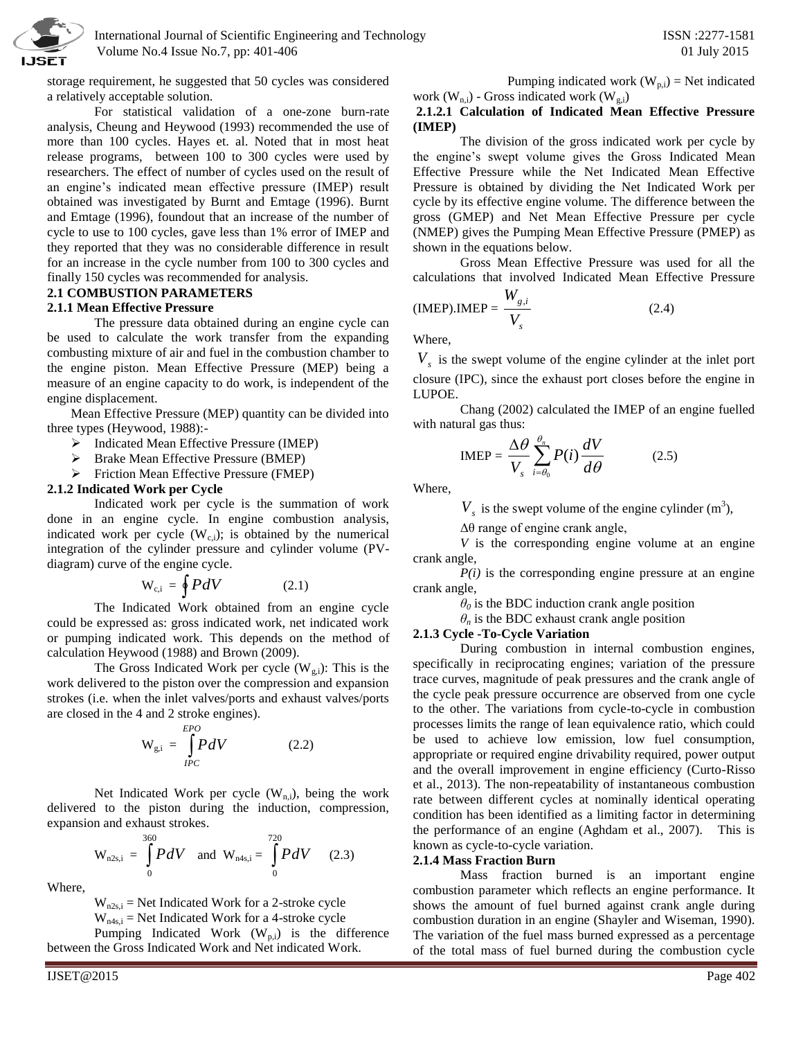storage requirement, he suggested that 50 cycles was considered a relatively acceptable solution.

For statistical validation of a one-zone burn-rate analysis, Cheung and Heywood (1993) recommended the use of more than 100 cycles. Hayes et. al. Noted that in most heat release programs, between 100 to 300 cycles were used by researchers. The effect of number of cycles used on the result of an engine's indicated mean effective pressure (IMEP) result obtained was investigated by Burnt and Emtage (1996). Burnt and Emtage (1996), foundout that an increase of the number of cycle to use to 100 cycles, gave less than 1% error of IMEP and they reported that they was no considerable difference in result for an increase in the cycle number from 100 to 300 cycles and finally 150 cycles was recommended for analysis.

## 2.1 COMBUSTION PARAMETERS

### 2.1.1 Mean Effective Pressure

The pressure data obtained during an engine cycle can be used to calculate the work transfer from the expanding combusting mixture of air and fuel in the combustion chamber to the engine piston. Mean Effective Pressure (MEP) being a measure of an engine capacity to do work, is independent of the engine displacement.

Mean Effective Pressure (MEP) quantity can be divided into three types (Heywood, 1988):-

- Indicated Mean Effective Pressure (IMEP)
- Brake Mean Effective Pressure (BMEP)
- Friction Mean Effective Pressure (FMEP)

### 2.1.2 Indicated Work per Cycle

Indicated work per cycle is the summation of work done in an engine cycle. In engine combustion analysis, indicated work per cycle ($W_{c,i}$); is obtained by the numerical integration of the cylinder pressure and cylinder volume (PV-diagram) curve of the engine cycle.

$$W_{c,i} = \oint PdV \qquad (2.1)$$

The Indicated Work obtained from an engine cycle could be expressed as: gross indicated work, net indicated work or pumping indicated work. This depends on the method of calculation Heywood (1988) and Brown (2009).

The Gross Indicated Work per cycle ($W_{g,i}$): This is the work delivered to the piston over the compression and expansion strokes (i.e. when the inlet valves/ports and exhaust valves/ports are closed in the 4 and 2 stroke engines).

$$W_{g,i} = \int_{IPC}^{EPO} PdV \qquad (2.2)$$

Net Indicated Work per cycle ($W_{n,i}$), being the work delivered to the piston during the induction, compression, expansion and exhaust strokes.

$$W_{n2s,i} = \int_{0}^{360} PdV \quad \text{and} \quad W_{n4s,i} = \int_{0}^{720} PdV \qquad (2.3)$$

Where,

$W_{n2s,i}$ = Net Indicated Work for a 2-stroke cycle

$W_{n4s,i}$ = Net Indicated Work for a 4-stroke cycle

Pumping Indicated Work ($W_{p,i}$) is the difference between the Gross Indicated Work and Net indicated Work.

Pumping indicated work ($W_{p,i}$) = Net indicated work ($W_{n,i}$) - Gross indicated work ($W_{g,i}$)

#### 2.1.2.1 Calculation of Indicated Mean Effective Pressure (IMEP)

The division of the gross indicated work per cycle by the engine's swept volume gives the Gross Indicated Mean Effective Pressure while the Net Indicated Mean Effective Pressure is obtained by dividing the Net Indicated Work per cycle by its effective engine volume. The difference between the gross (GMEP) and Net Mean Effective Pressure per cycle (NMEP) gives the Pumping Mean Effective Pressure (PMEP) as shown in the equations below.

Gross Mean Effective Pressure was used for all the calculations that involved Indicated Mean Effective Pressure (IMEP).

$$\text{IMEP} = \frac{W_{g,i}}{V_s} \qquad (2.4)$$

Where,

$V_s$ is the swept volume of the engine cylinder at the inlet port closure (IPC), since the exhaust port closes before the engine in LUPOE.

Chang (2002) calculated the IMEP of an engine fuelled with natural gas thus:

$$\text{IMEP} = \frac{\Delta\theta}{V_s} \sum_{i=\theta_0}^{\theta_n} P(i) \frac{dV}{d\theta} \qquad (2.5)$$

Where,

$V_s$ is the swept volume of the engine cylinder ($m^3$),

$\Delta\theta$ range of engine crank angle,

$V$ is the corresponding engine volume at an engine crank angle,

$P(i)$ is the corresponding engine pressure at an engine crank angle,

$\theta_0$ is the BDC induction crank angle position

$\theta_n$ is the BDC exhaust crank angle position

### 2.1.3 Cycle -To-Cycle Variation

During combustion in internal combustion engines, specifically in reciprocating engines; variation of the pressure trace curves, magnitude of peak pressures and the crank angle of the cycle peak pressure occurrence are observed from one cycle to the other. The variations from cycle-to-cycle in combustion processes limits the range of lean equivalence ratio, which could be used to achieve low emission, low fuel consumption, appropriate or required engine drivability required, power output and the overall improvement in engine efficiency (Curto-Risso et al., 2013). The non-repeatability of instantaneous combustion rate between different cycles at nominally identical operating condition has been identified as a limiting factor in determining the performance of an engine (Aghdam et al., 2007). This is known as cycle-to-cycle variation.

### 2.1.4 Mass Fraction Burn

Mass fraction burned is an important engine combustion parameter which reflects an engine performance. It shows the amount of fuel burned against crank angle during combustion duration in an engine (Shayler and Wiseman, 1990). The variation of the fuel mass burned expressed as a percentage of the total mass of fuel burned during the combustion cycle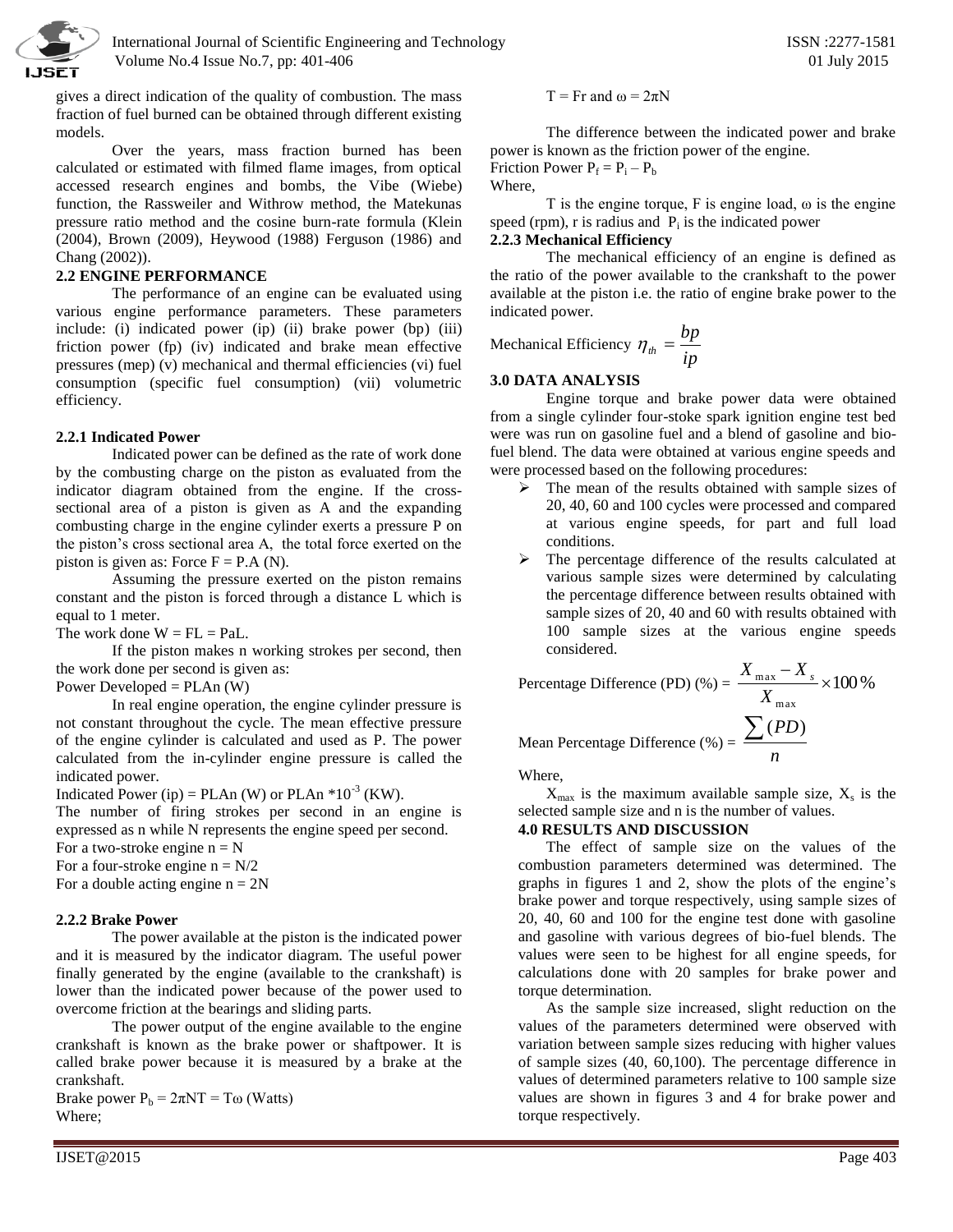gives a direct indication of the quality of combustion. The mass fraction of fuel burned can be obtained through different existing models.

Over the years, mass fraction burned has been calculated or estimated with filmed flame images, from optical accessed research engines and bombs, the Vibe (Wiebe) function, the Rassweiler and Withrow method, the Matekunas pressure ratio method and the cosine burn-rate formula (Klein (2004), Brown (2009), Heywood (1988) Ferguson (1986) and Chang (2002)).

### 2.2 ENGINE PERFORMANCE

The performance of an engine can be evaluated using various engine performance parameters. These parameters include: (i) indicated power (ip) (ii) brake power (bp) (iii) friction power (fp) (iv) indicated and brake mean effective pressures (mep) (v) mechanical and thermal efficiencies (vi) fuel consumption (specific fuel consumption) (vii) volumetric efficiency.

#### 2.2.1 Indicated Power

Indicated power can be defined as the rate of work done by the combusting charge on the piston as evaluated from the indicator diagram obtained from the engine. If the cross-sectional area of a piston is given as A and the expanding combusting charge in the engine cylinder exerts a pressure P on the piston's cross sectional area A, the total force exerted on the piston is given as: Force F = P.A (N).

Assuming the pressure exerted on the piston remains constant and the piston is forced through a distance L which is equal to 1 meter.

The work done W = FL = PaL.

If the piston makes n working strokes per second, then the work done per second is given as:

Power Developed = PLAn (W)

In real engine operation, the engine cylinder pressure is not constant throughout the cycle. The mean effective pressure of the engine cylinder is calculated and used as P. The power calculated from the in-cylinder engine pressure is called the indicated power.

Indicated Power (ip) = PLAn (W) or PLAn $*10^{-3}$ (KW).

The number of firing strokes per second in an engine is expressed as n while N represents the engine speed per second.

For a two-stroke engine n = N

For a four-stroke engine n = N/2

For a double acting engine n = 2N

#### 2.2.2 Brake Power

The power available at the piston is the indicated power and it is measured by the indicator diagram. The useful power finally generated by the engine (available to the crankshaft) is lower than the indicated power because of the power used to overcome friction at the bearings and sliding parts.

The power output of the engine available to the engine crankshaft is known as the brake power or shaftpower. It is called brake power because it is measured by a brake at the crankshaft.

Brake power $P_b = 2\pi NT = T\omega$ (Watts)

Where;

$T = Fr$ and $\omega = 2\pi N$

The difference between the indicated power and brake power is known as the friction power of the engine.

Friction Power $P_f = P_i - P_b$

Where,

T is the engine torque, F is engine load, ω is the engine speed (rpm), r is radius and $P_i$ is the indicated power

#### 2.2.3 Mechanical Efficiency

The mechanical efficiency of an engine is defined as the ratio of the power available to the crankshaft to the power available at the piston i.e. the ratio of engine brake power to the indicated power.

Mechanical Efficiency $\eta_{th} = \dfrac{bp}{ip}$

### 3.0 DATA ANALYSIS

Engine torque and brake power data were obtained from a single cylinder four-stoke spark ignition engine test bed were was run on gasoline fuel and a blend of gasoline and bio-fuel blend. The data were obtained at various engine speeds and were processed based on the following procedures:

- The mean of the results obtained with sample sizes of 20, 40, 60 and 100 cycles were processed and compared at various engine speeds, for part and full load conditions.
- The percentage difference of the results calculated at various sample sizes were determined by calculating the percentage difference between results obtained with sample sizes of 20, 40 and 60 with results obtained with 100 sample sizes at the various engine speeds considered.

Percentage Difference (PD) (%) = $\dfrac{X_{\max} - X_s}{X_{\max}} \times 100\,\%$

Mean Percentage Difference (%) = $\dfrac{\sum (PD)}{n}$

Where,

$X_{max}$ is the maximum available sample size, $X_s$ is the selected sample size and n is the number of values.

### 4.0 RESULTS AND DISCUSSION

The effect of sample size on the values of the combustion parameters determined was determined. The graphs in figures 1 and 2, show the plots of the engine's brake power and torque respectively, using sample sizes of 20, 40, 60 and 100 for the engine test done with gasoline and gasoline with various degrees of bio-fuel blends. The values were seen to be highest for all engine speeds, for calculations done with 20 samples for brake power and torque determination.

As the sample size increased, slight reduction on the values of the parameters determined were observed with variation between sample sizes reducing with higher values of sample sizes (40, 60,100). The percentage difference in values of determined parameters relative to 100 sample size values are shown in figures 3 and 4 for brake power and torque respectively.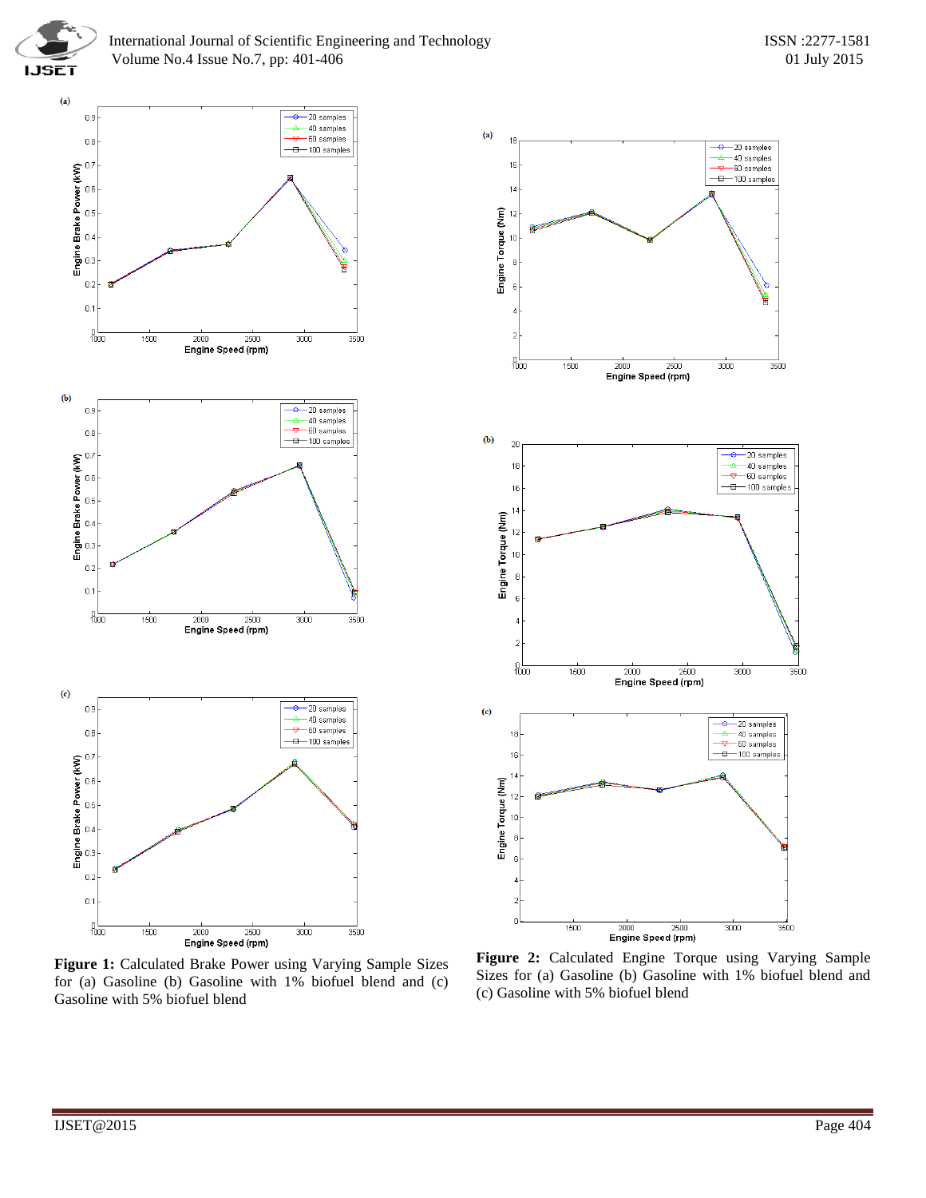**Figure 1:** Calculated Brake Power using Varying Sample Sizes for (a) Gasoline (b) Gasoline with 1% biofuel blend and (c) Gasoline with 5% biofuel blend

**Figure 2:** Calculated Engine Torque using Varying Sample Sizes for (a) Gasoline (b) Gasoline with 1% biofuel blend and (c) Gasoline with 5% biofuel blend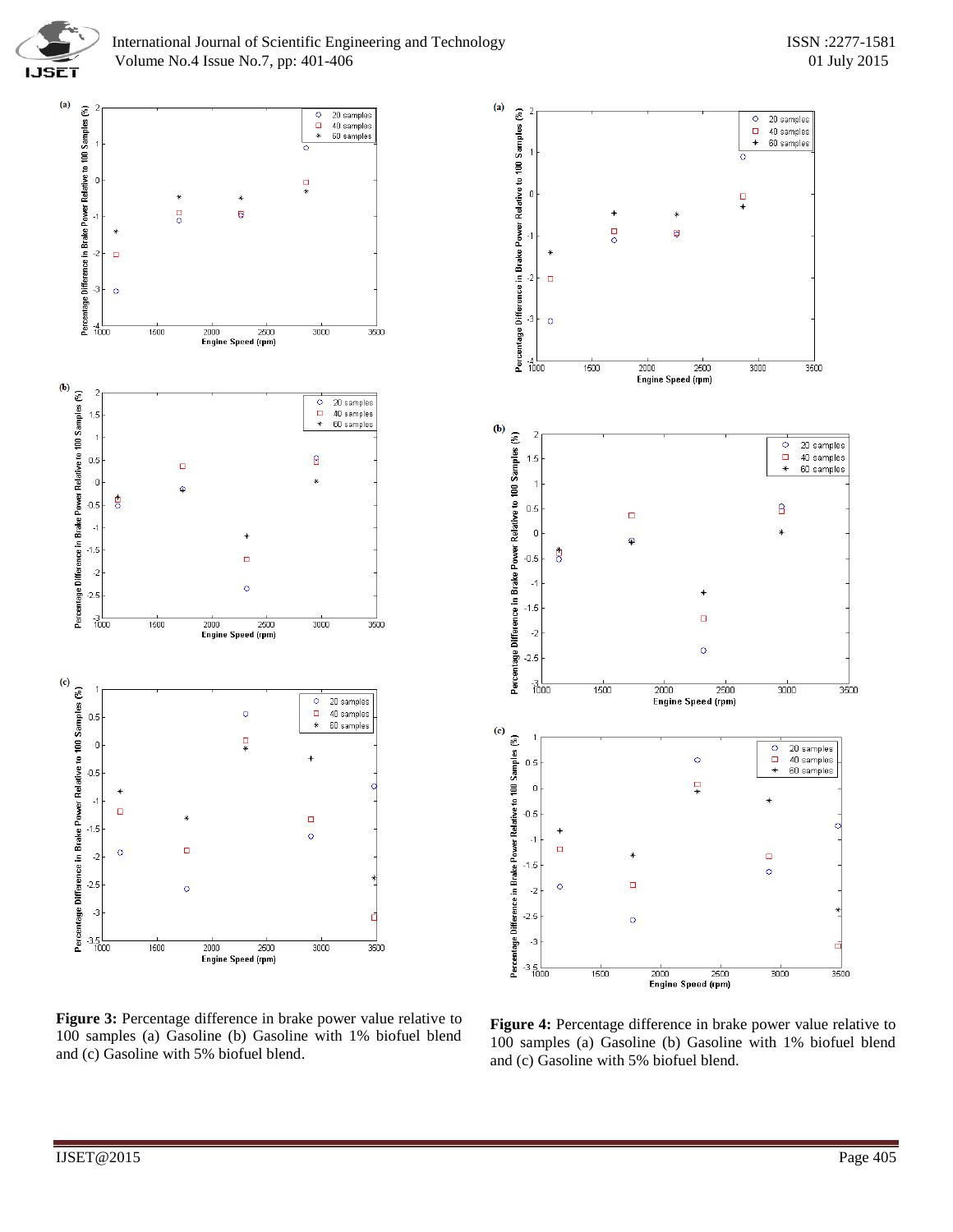**Figure 3:** Percentage difference in brake power value relative to 100 samples (a) Gasoline (b) Gasoline with 1% biofuel blend and (c) Gasoline with 5% biofuel blend.

**Figure 4:** Percentage difference in brake power value relative to 100 samples (a) Gasoline (b) Gasoline with 1% biofuel blend and (c) Gasoline with 5% biofuel blend.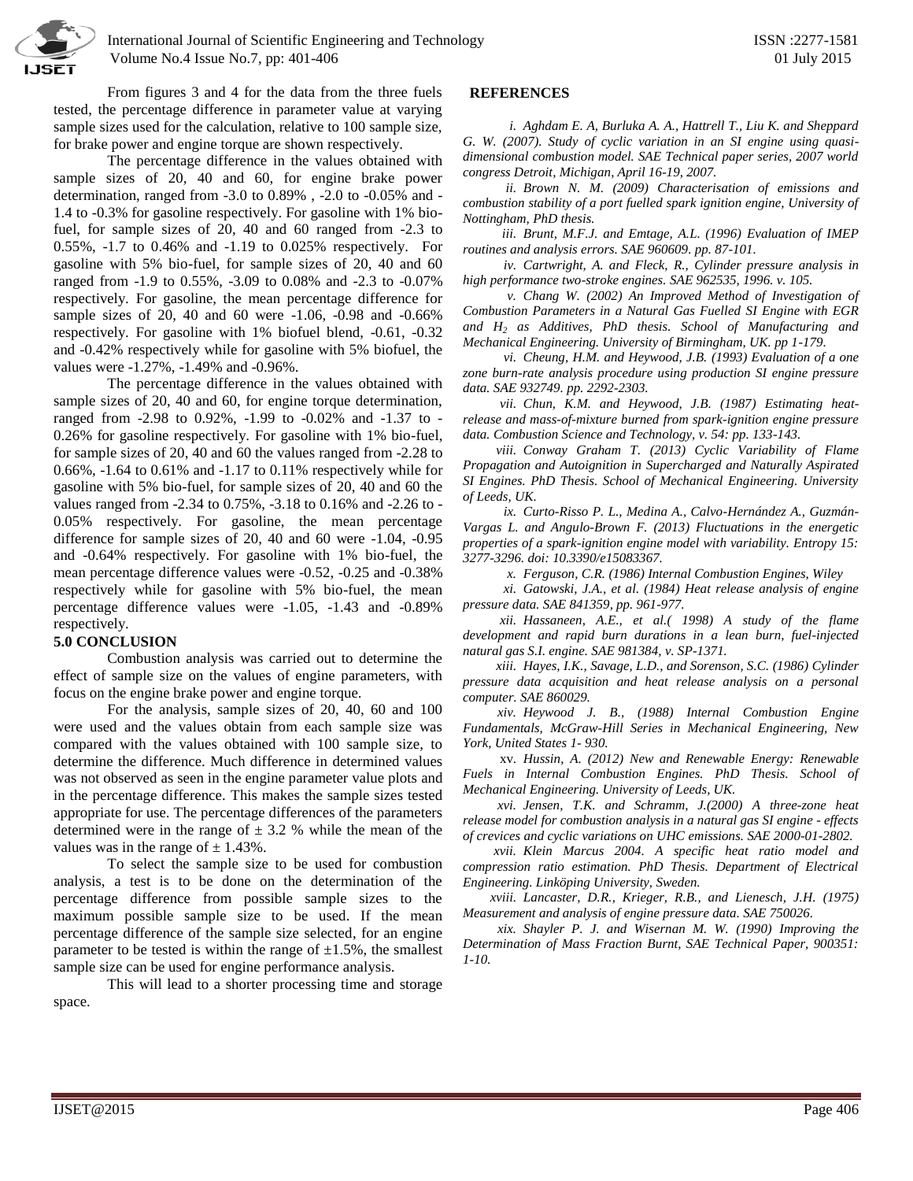From figures 3 and 4 for the data from the three fuels tested, the percentage difference in parameter value at varying sample sizes used for the calculation, relative to 100 sample size, for brake power and engine torque are shown respectively.

The percentage difference in the values obtained with sample sizes of 20, 40 and 60, for engine brake power determination, ranged from -3.0 to 0.89% , -2.0 to -0.05% and -1.4 to -0.3% for gasoline respectively. For gasoline with 1% bio-fuel, for sample sizes of 20, 40 and 60 ranged from -2.3 to 0.55%, -1.7 to 0.46% and -1.19 to 0.025% respectively. For gasoline with 5% bio-fuel, for sample sizes of 20, 40 and 60 ranged from -1.9 to 0.55%, -3.09 to 0.08% and -2.3 to -0.07% respectively. For gasoline, the mean percentage difference for sample sizes of 20, 40 and 60 were -1.06, -0.98 and -0.66% respectively. For gasoline with 1% biofuel blend, -0.61, -0.32 and -0.42% respectively while for gasoline with 5% biofuel, the values were -1.27%, -1.49% and -0.96%.

The percentage difference in the values obtained with sample sizes of 20, 40 and 60, for engine torque determination, ranged from -2.98 to 0.92%, -1.99 to -0.02% and -1.37 to -0.26% for gasoline respectively. For gasoline with 1% bio-fuel, for sample sizes of 20, 40 and 60 the values ranged from -2.28 to 0.66%, -1.64 to 0.61% and -1.17 to 0.11% respectively while for gasoline with 5% bio-fuel, for sample sizes of 20, 40 and 60 the values ranged from -2.34 to 0.75%, -3.18 to 0.16% and -2.26 to -0.05% respectively. For gasoline, the mean percentage difference for sample sizes of 20, 40 and 60 were -1.04, -0.95 and -0.64% respectively. For gasoline with 1% bio-fuel, the mean percentage difference values were -0.52, -0.25 and -0.38% respectively while for gasoline with 5% bio-fuel, the mean percentage difference values were -1.05, -1.43 and -0.89% respectively.

## 5.0 CONCLUSION

Combustion analysis was carried out to determine the effect of sample size on the values of engine parameters, with focus on the engine brake power and engine torque.

For the analysis, sample sizes of 20, 40, 60 and 100 were used and the values obtain from each sample size was compared with the values obtained with 100 sample size, to determine the difference. Much difference in determined values was not observed as seen in the engine parameter value plots and in the percentage difference. This makes the sample sizes tested appropriate for use. The percentage differences of the parameters determined were in the range of ± 3.2 % while the mean of the values was in the range of ± 1.43%.

To select the sample size to be used for combustion analysis, a test is to be done on the determination of the percentage difference from possible sample sizes to the maximum possible sample size to be used. If the mean percentage difference of the sample size selected, for an engine parameter to be tested is within the range of ±1.5%, the smallest sample size can be used for engine performance analysis.

This will lead to a shorter processing time and storage space.

## REFERENCES

*i. Aghdam E. A, Burluka A. A., Hattrell T., Liu K. and Sheppard G. W. (2007). Study of cyclic variation in an SI engine using quasi-dimensional combustion model. SAE Technical paper series, 2007 world congress Detroit, Michigan, April 16-19, 2007.*

*ii. Brown N. M. (2009) Characterisation of emissions and combustion stability of a port fuelled spark ignition engine, University of Nottingham, PhD thesis.*

*iii. Brunt, M.F.J. and Emtage, A.L. (1996) Evaluation of IMEP routines and analysis errors. SAE 960609. pp. 87-101.*

*iv. Cartwright, A. and Fleck, R., Cylinder pressure analysis in high performance two-stroke engines. SAE 962535, 1996. v. 105.*

*v. Chang W. (2002) An Improved Method of Investigation of Combustion Parameters in a Natural Gas Fuelled SI Engine with EGR and $H_2$ as Additives, PhD thesis. School of Manufacturing and Mechanical Engineering. University of Birmingham, UK. pp 1-179.*

*vi. Cheung, H.M. and Heywood, J.B. (1993) Evaluation of a one zone burn-rate analysis procedure using production SI engine pressure data. SAE 932749. pp. 2292-2303.*

*vii. Chun, K.M. and Heywood, J.B. (1987) Estimating heat-release and mass-of-mixture burned from spark-ignition engine pressure data. Combustion Science and Technology, v. 54: pp. 133-143.*

*viii. Conway Graham T. (2013) Cyclic Variability of Flame Propagation and Autoignition in Supercharged and Naturally Aspirated SI Engines. PhD Thesis. School of Mechanical Engineering. University of Leeds, UK.*

*ix. Curto-Risso P. L., Medina A., Calvo-Hernández A., Guzmán-Vargas L. and Angulo-Brown F. (2013) Fluctuations in the energetic properties of a spark-ignition engine model with variability. Entropy 15: 3277-3296. doi: 10.3390/e15083367.*

*x. Ferguson, C.R. (1986) Internal Combustion Engines, Wiley*

*xi. Gatowski, J.A., et al. (1984) Heat release analysis of engine pressure data. SAE 841359, pp. 961-977.*

*xii. Hassaneen, A.E., et al.( 1998) A study of the flame development and rapid burn durations in a lean burn, fuel-injected natural gas S.I. engine. SAE 981384, v. SP-1371.*

*xiii. Hayes, I.K., Savage, L.D., and Sorenson, S.C. (1986) Cylinder pressure data acquisition and heat release analysis on a personal computer. SAE 860029.*

*xiv. Heywood J. B., (1988) Internal Combustion Engine Fundamentals, McGraw-Hill Series in Mechanical Engineering, New York, United States 1- 930.*

xv. *Hussin, A. (2012) New and Renewable Energy: Renewable Fuels in Internal Combustion Engines. PhD Thesis. School of Mechanical Engineering. University of Leeds, UK.*

*xvi. Jensen, T.K. and Schramm, J.(2000) A three-zone heat release model for combustion analysis in a natural gas SI engine - effects of crevices and cyclic variations on UHC emissions. SAE 2000-01-2802.*

*xvii. Klein Marcus 2004. A specific heat ratio model and compression ratio estimation. PhD Thesis. Department of Electrical Engineering. Linköping University, Sweden.*

*xviii. Lancaster, D.R., Krieger, R.B., and Lienesch, J.H. (1975) Measurement and analysis of engine pressure data. SAE 750026.*

*xix. Shayler P. J. and Wisernan M. W. (1990) Improving the Determination of Mass Fraction Burnt, SAE Technical Paper, 900351: 1-10.*